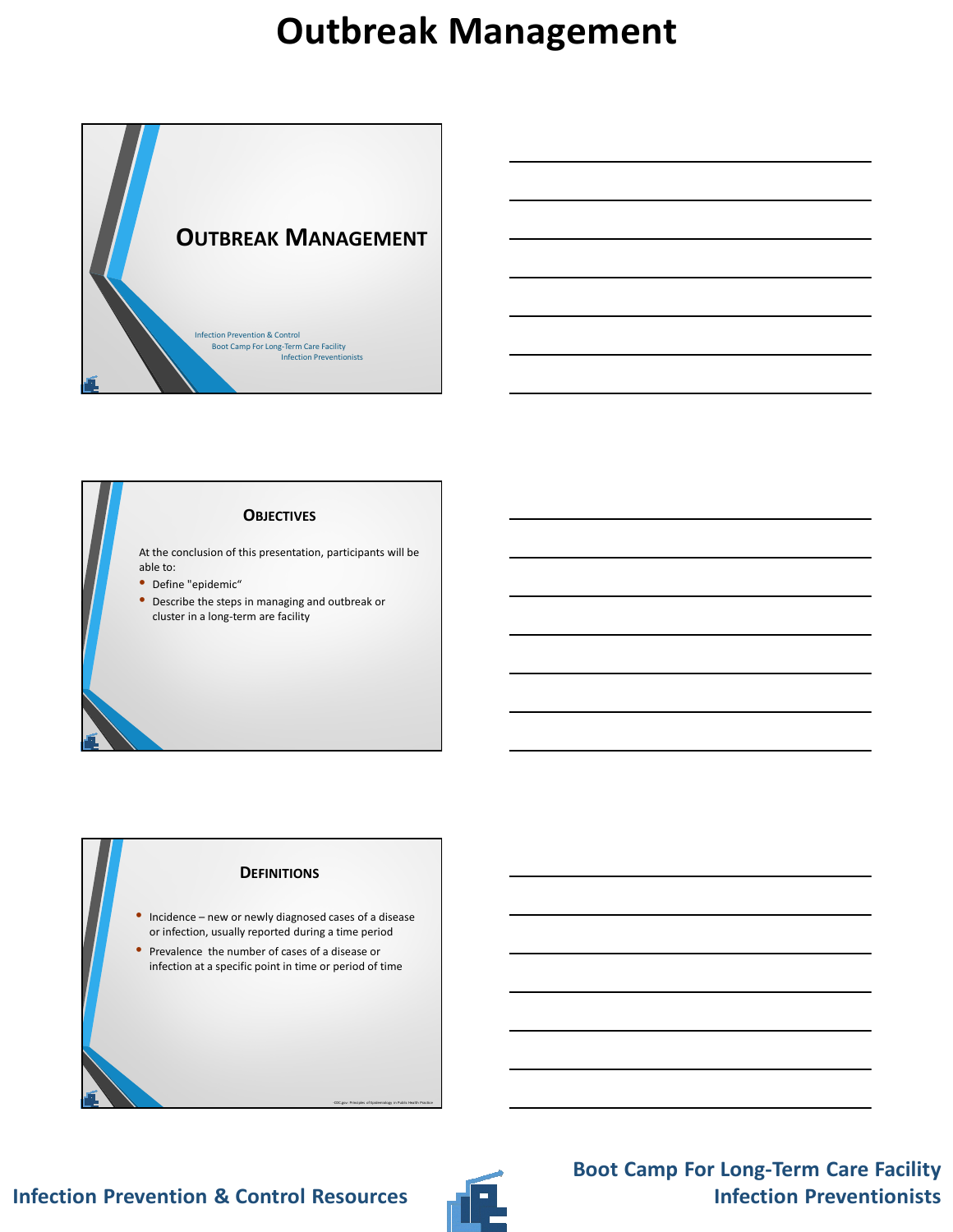# Outbreak Management

## Outbreak Management

Infection Prevention & Control
Boot Camp For Long-Term Care Facility
Infection Preventionists

## Objectives

At the conclusion of this presentation, participants will be able to:

- Define "epidemic"
- Describe the steps in managing and outbreak or cluster in a long-term are facility

## Definitions

- Incidence – new or newly diagnosed cases of a disease or infection, usually reported during a time period
- Prevalence the number of cases of a disease or infection at a specific point in time or period of time

CDC.gov: Principles of Epidemiology in Public Health Practice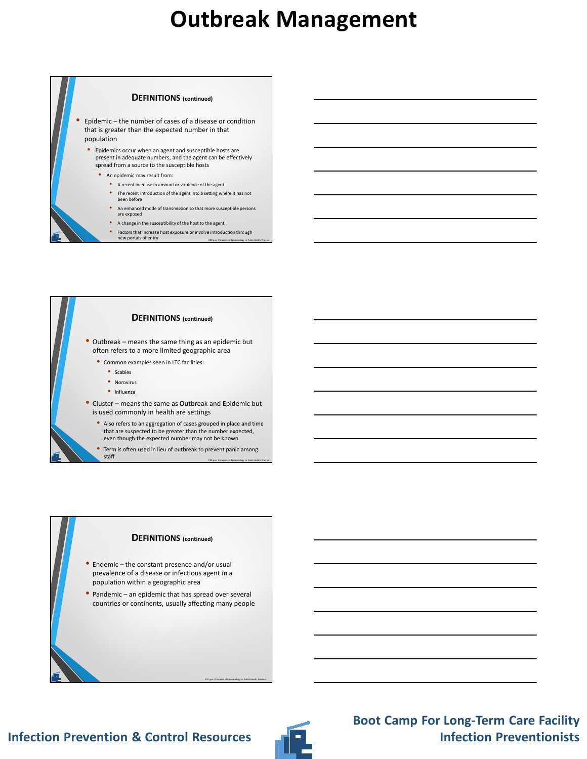# Outbreak Management

## Definitions (continued)

- Epidemic – the number of cases of a disease or condition that is greater than the expected number in that population
  - Epidemics occur when an agent and susceptible hosts are present in adequate numbers, and the agent can be effectively spread from a source to the susceptible hosts
    - An epidemic may result from:
      - A recent increase in amount or virulence of the agent
      - The recent introduction of the agent into a setting where it has not been before
      - An enhanced mode of transmission so that more susceptible persons are exposed
      - A change in the susceptibility of the host to the agent
      - Factors that increase host exposure or involve introduction through new portals of entry

~CDC.gov: Principles of Epidemiology in Public Health Practice

## Definitions (continued)

- Outbreak – means the same thing as an epidemic but often refers to a more limited geographic area
  - Common examples seen in LTC facilities:
    - Scabies
    - Norovirus
    - Influenza
- Cluster – means the same as Outbreak and Epidemic but is used commonly in health are settings
  - Also refers to an aggregation of cases grouped in place and time that are suspected to be greater than the number expected, even though the expected number may not be known
  - Term is often used in lieu of outbreak to prevent panic among staff

~CDC.gov: Principles of Epidemiology in Public Health Practice

## Definitions (continued)

- Endemic – the constant presence and/or usual prevalence of a disease or infectious agent in a population within a geographic area
- Pandemic – an epidemic that has spread over several countries or continents, usually affecting many people

~CDC.gov: Principles of Epidemiology in Public Health Practice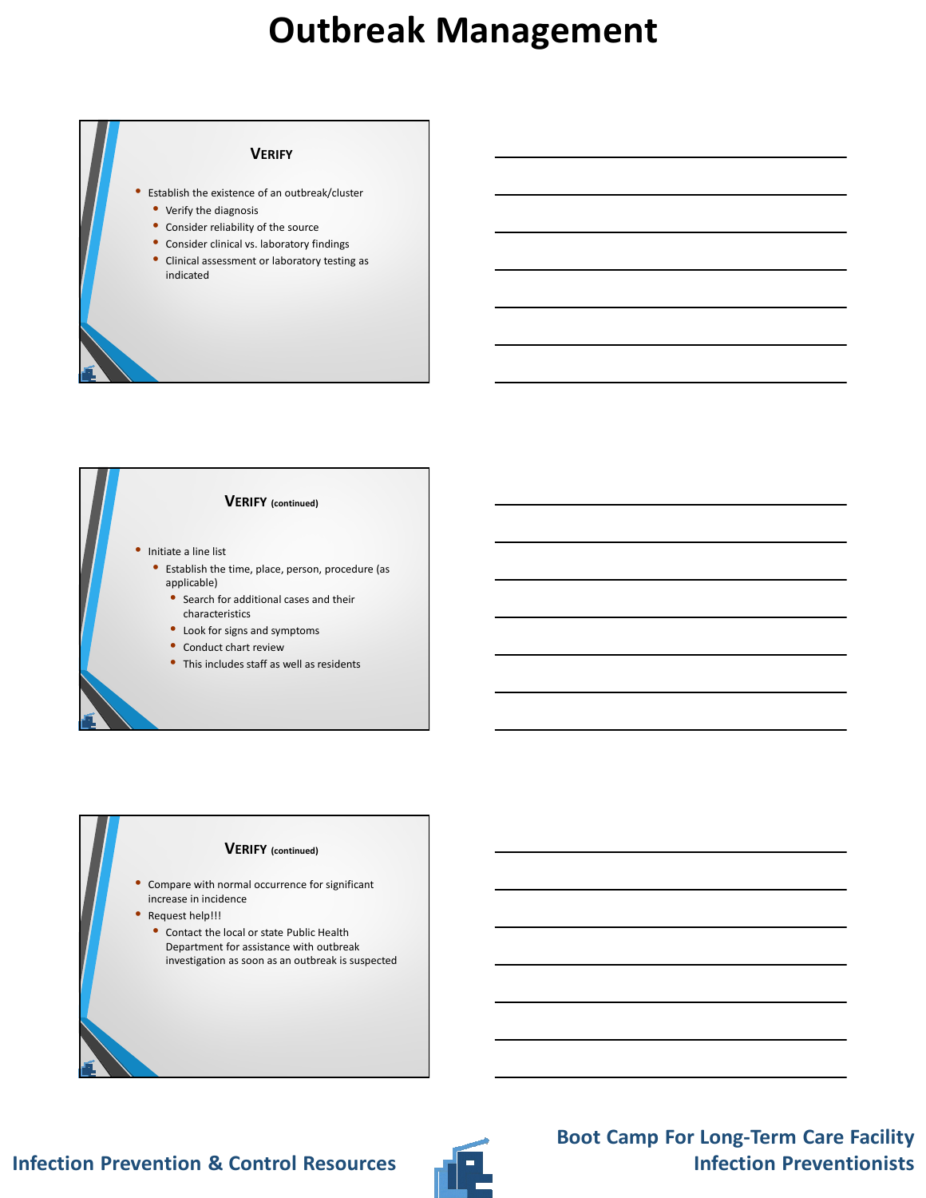# Outbreak Management

## Verify

- Establish the existence of an outbreak/cluster
  - Verify the diagnosis
  - Consider reliability of the source
  - Consider clinical vs. laboratory findings
  - Clinical assessment or laboratory testing as indicated

## Verify (continued)

- Initiate a line list
  - Establish the time, place, person, procedure (as applicable)
    - Search for additional cases and their characteristics
    - Look for signs and symptoms
    - Conduct chart review
    - This includes staff as well as residents

## Verify (continued)

- Compare with normal occurrence for significant increase in incidence
- Request help!!!
  - Contact the local or state Public Health Department for assistance with outbreak investigation as soon as an outbreak is suspected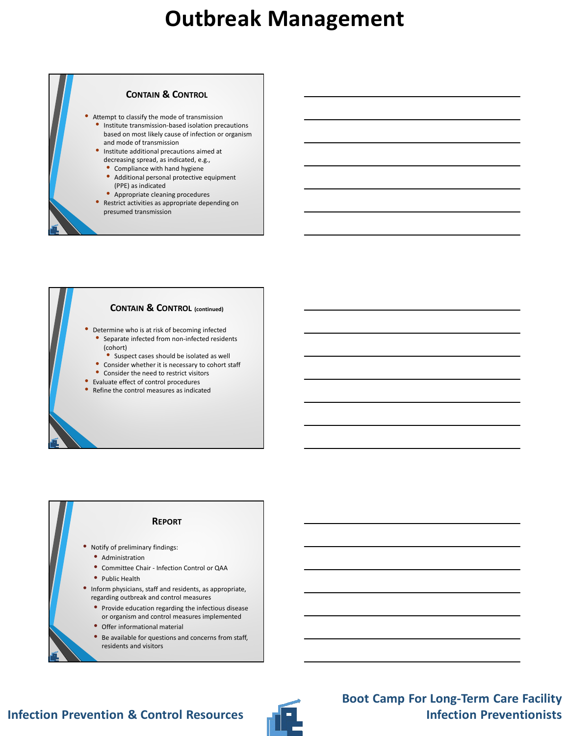# Outbreak Management

## Contain & Control

- Attempt to classify the mode of transmission
  - Institute transmission-based isolation precautions based on most likely cause of infection or organism and mode of transmission
  - Institute additional precautions aimed at decreasing spread, as indicated, e.g.,
    - Compliance with hand hygiene
    - Additional personal protective equipment (PPE) as indicated
    - Appropriate cleaning procedures
  - Restrict activities as appropriate depending on presumed transmission

## Contain & Control (continued)

- Determine who is at risk of becoming infected
  - Separate infected from non-infected residents (cohort)
    - Suspect cases should be isolated as well
  - Consider whether it is necessary to cohort staff
  - Consider the need to restrict visitors
- Evaluate effect of control procedures
- Refine the control measures as indicated

## Report

- Notify of preliminary findings:
  - Administration
  - Committee Chair - Infection Control or QAA
  - Public Health
- Inform physicians, staff and residents, as appropriate, regarding outbreak and control measures
  - Provide education regarding the infectious disease or organism and control measures implemented
  - Offer informational material
  - Be available for questions and concerns from staff, residents and visitors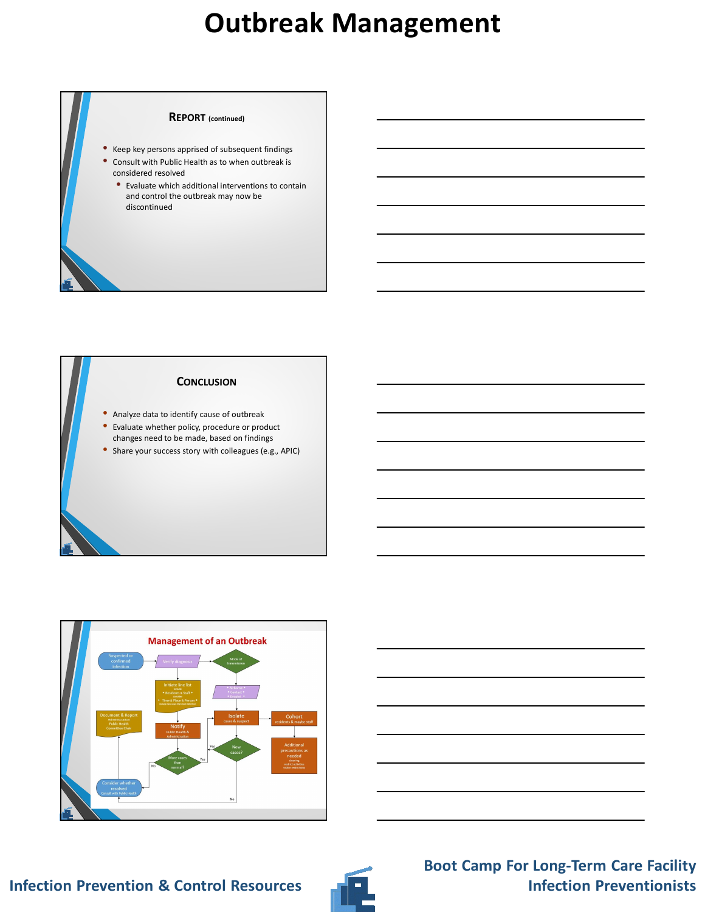# Outbreak Management

## Report (continued)

- Keep key persons apprised of subsequent findings
- Consult with Public Health as to when outbreak is considered resolved
  - Evaluate which additional interventions to contain and control the outbreak may now be discontinued

## Conclusion

- Analyze data to identify cause of outbreak
- Evaluate whether policy, procedure or product changes need to be made, based on findings
- Share your success story with colleagues (e.g., APIC)

## Management of an Outbreak

Suspected or confirmed infection

Verify diagnosis

Mode of transmission

Airborne
Contact
Droplet

Initiate line list
Residents & Staff
Time & Place & Person

Notify
Public Health & Administration

Isolate
cases & suspect

Cohort
residents & maybe staff

Additional precautions as needed

Document & Report
Public Health
Committee Chair

New cases?

More cases than normal?

Consider whether resolved
Consult with Public Health

Yes

No

Infection Prevention & Control Resources

Boot Camp For Long-Term Care Facility Infection Preventionists